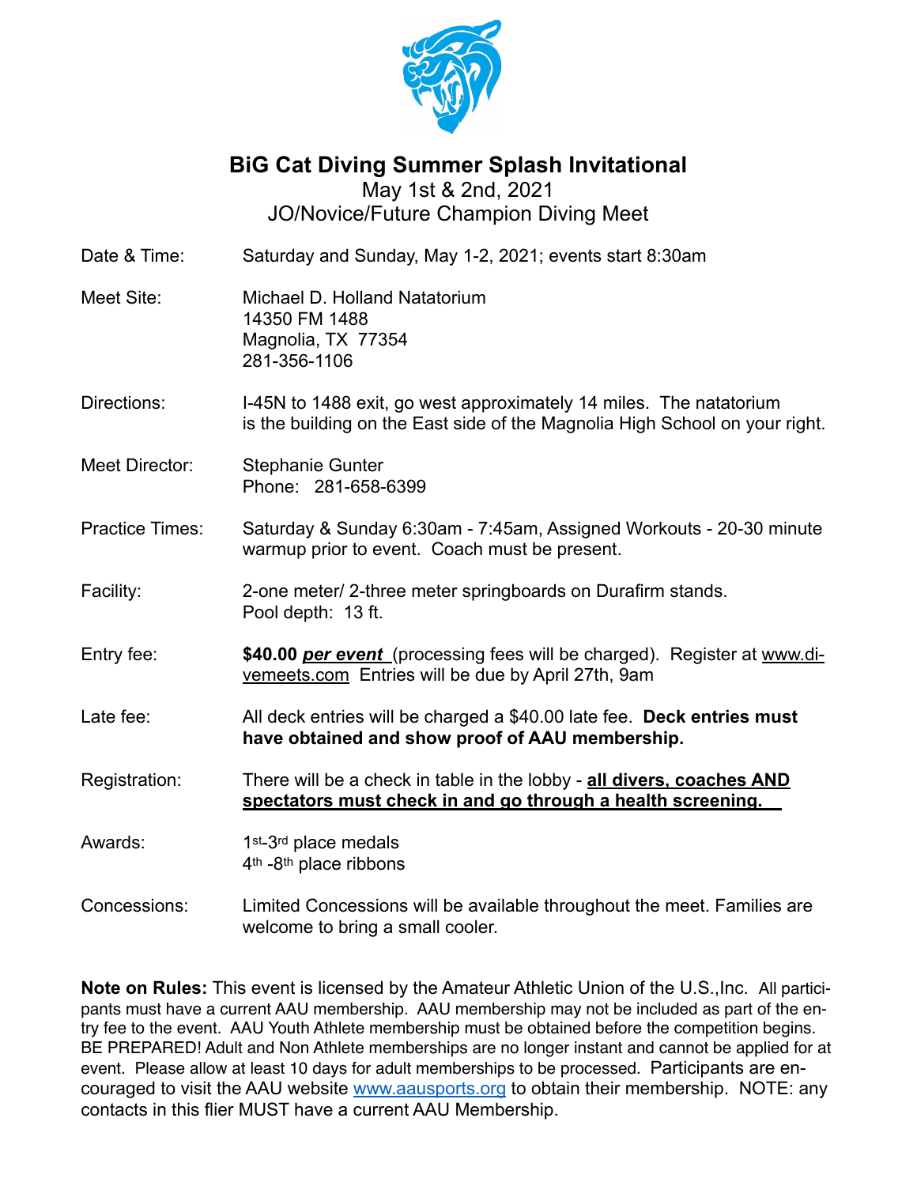# BiG Cat Diving Summer Splash Invitational

May 1st & 2nd, 2021

JO/Novice/Future Champion Diving Meet

| | |
|---|---|
| Date & Time: | Saturday and Sunday, May 1-2, 2021; events start 8:30am |
| Meet Site: | Michael D. Holland Natatorium<br>14350 FM 1488<br>Magnolia, TX 77354<br>281-356-1106 |
| Directions: | I-45N to 1488 exit, go west approximately 14 miles. The natatorium is the building on the East side of the Magnolia High School on your right. |
| Meet Director: | Stephanie Gunter<br>Phone: 281-658-6399 |
| Practice Times: | Saturday & Sunday 6:30am - 7:45am, Assigned Workouts - 20-30 minute warmup prior to event. Coach must be present. |
| Facility: | 2-one meter/ 2-three meter springboards on Durafirm stands.<br>Pool depth: 13 ft. |
| Entry fee: | **$40.00 _per event_** (processing fees will be charged). Register at www.divemeets.com Entries will be due by April 27th, 9am |
| Late fee: | All deck entries will be charged a $40.00 late fee. **Deck entries must have obtained and show proof of AAU membership.** |
| Registration: | There will be a check in table in the lobby - **all divers, coaches AND spectators must check in and go through a health screening.** |
| Awards: | 1st-3rd place medals<br>4th -8th place ribbons |
| Concessions: | Limited Concessions will be available throughout the meet. Families are welcome to bring a small cooler. |

**Note on Rules:** This event is licensed by the Amateur Athletic Union of the U.S.,Inc. All participants must have a current AAU membership. AAU membership may not be included as part of the entry fee to the event. AAU Youth Athlete membership must be obtained before the competition begins. BE PREPARED! Adult and Non Athlete memberships are no longer instant and cannot be applied for at event. Please allow at least 10 days for adult memberships to be processed. Participants are encouraged to visit the AAU website www.aausports.org to obtain their membership. NOTE: any contacts in this flier MUST have a current AAU Membership.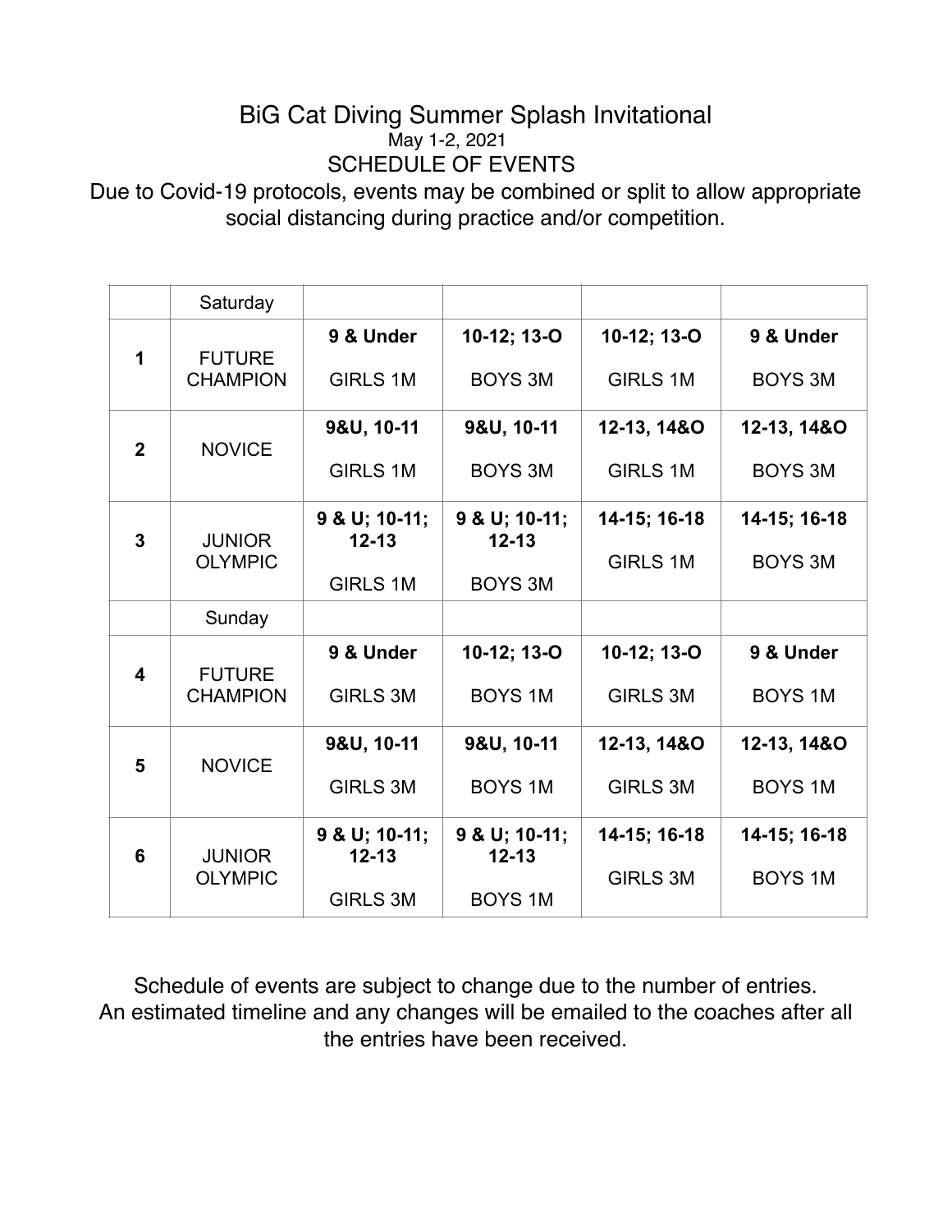# BiG Cat Diving Summer Splash Invitational

May 1-2, 2021

SCHEDULE OF EVENTS

Due to Covid-19 protocols, events may be combined or split to allow appropriate social distancing during practice and/or competition.

| | | | | | |
|---|---|---|---|---|---|
| | Saturday | | | | |
| 1 | FUTURE CHAMPION | **9 & Under** GIRLS 1M | **10-12; 13-O** BOYS 3M | **10-12; 13-O** GIRLS 1M | **9 & Under** BOYS 3M |
| 2 | NOVICE | **9&U, 10-11** GIRLS 1M | **9&U, 10-11** BOYS 3M | **12-13, 14&O** GIRLS 1M | **12-13, 14&O** BOYS 3M |
| 3 | JUNIOR OLYMPIC | **9 & U; 10-11; 12-13** GIRLS 1M | **9 & U; 10-11; 12-13** BOYS 3M | **14-15; 16-18** GIRLS 1M | **14-15; 16-18** BOYS 3M |
| | Sunday | | | | |
| 4 | FUTURE CHAMPION | **9 & Under** GIRLS 3M | **10-12; 13-O** BOYS 1M | **10-12; 13-O** GIRLS 3M | **9 & Under** BOYS 1M |
| 5 | NOVICE | **9&U, 10-11** GIRLS 3M | **9&U, 10-11** BOYS 1M | **12-13, 14&O** GIRLS 3M | **12-13, 14&O** BOYS 1M |
| 6 | JUNIOR OLYMPIC | **9 & U; 10-11; 12-13** GIRLS 3M | **9 & U; 10-11; 12-13** BOYS 1M | **14-15; 16-18** GIRLS 3M | **14-15; 16-18** BOYS 1M |

Schedule of events are subject to change due to the number of entries.
An estimated timeline and any changes will be emailed to the coaches after all the entries have been received.